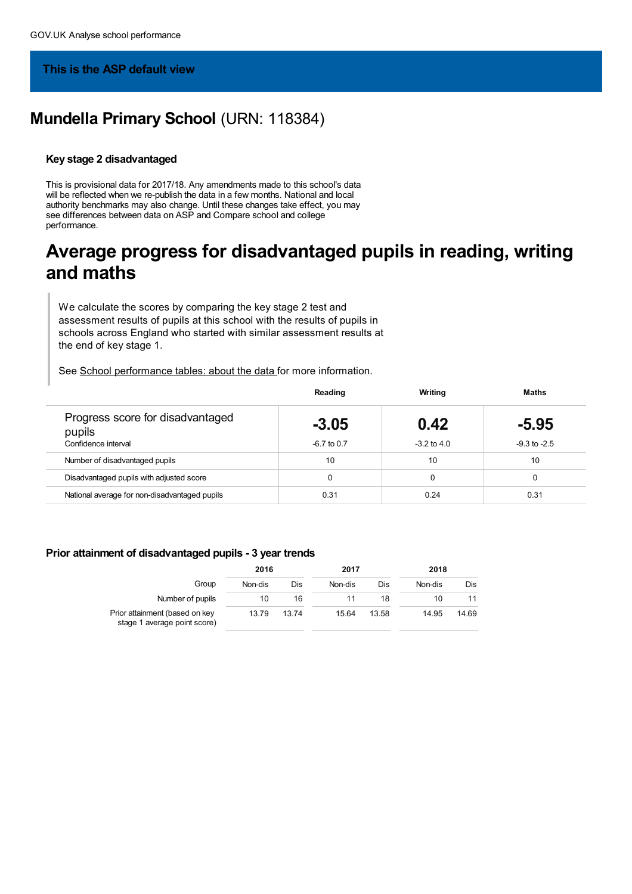This is the ASP default view

# Mundella Primary School (URN: 118384)

### Key stage 2 disadvantaged

This is provisional data for 2017/18. Any amendments made to this school's data will be reflected when we re-publish the data in a few months. National and local authority benchmarks may also change. Until these changes take effect, you may see differences between data on ASP and Compare school and college performance.

## Average progress for disadvantaged pupils in reading, writing and maths

> We calculate the scores by comparing the key stage 2 test and assessment results of pupils at this school with the results of pupils in schools across England who started with similar assessment results at the end of key stage 1.
>
> See School performance tables: about the data for more information.

| | Reading | Writing | Maths |
|---|---|---|---|
| Progress score for disadvantaged pupils<br>Confidence interval | **-3.05**<br>-6.7 to 0.7 | **0.42**<br>-3.2 to 4.0 | **-5.95**<br>-9.3 to -2.5 |
| Number of disadvantaged pupils | 10 | 10 | 10 |
| Disadvantaged pupils with adjusted score | 0 | 0 | 0 |
| National average for non-disadvantaged pupils | 0.31 | 0.24 | 0.31 |

### Prior attainment of disadvantaged pupils - 3 year trends

| | 2016 | | 2017 | | 2018 | |
|---|---|---|---|---|---|---|
| Group | Non-dis | Dis | Non-dis | Dis | Non-dis | Dis |
| Number of pupils | 10 | 16 | 11 | 18 | 10 | 11 |
| Prior attainment (based on key stage 1 average point score) | 13.79 | 13.74 | 15.64 | 13.58 | 14.95 | 14.69 |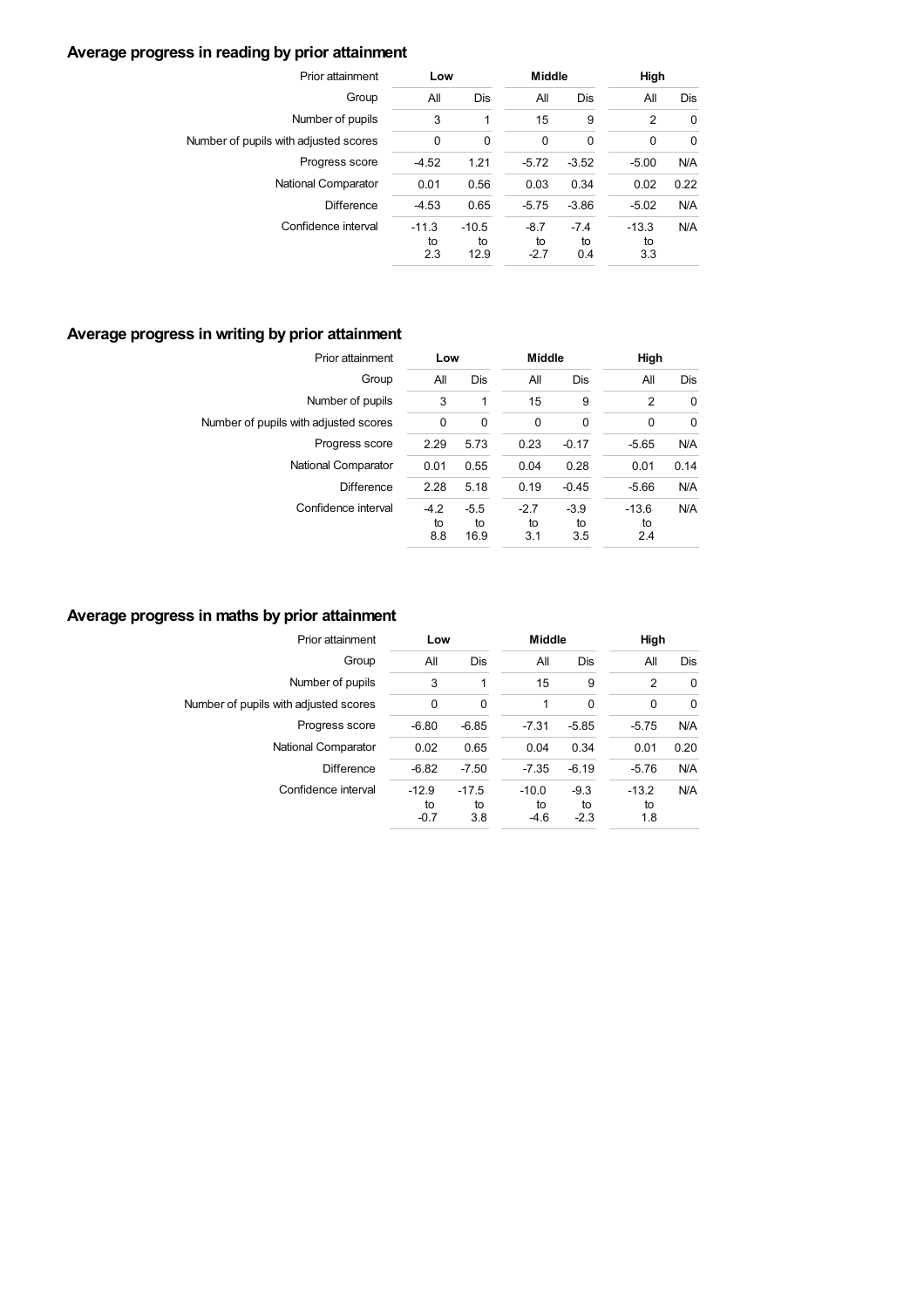## Average progress in reading by prior attainment

| Prior attainment | Low | | Middle | | High | |
|---|---|---|---|---|---|---|
| Group | All | Dis | All | Dis | All | Dis |
| Number of pupils | 3 | 1 | 15 | 9 | 2 | 0 |
| Number of pupils with adjusted scores | 0 | 0 | 0 | 0 | 0 | 0 |
| Progress score | -4.52 | 1.21 | -5.72 | -3.52 | -5.00 | N/A |
| National Comparator | 0.01 | 0.56 | 0.03 | 0.34 | 0.02 | 0.22 |
| Difference | -4.53 | 0.65 | -5.75 | -3.86 | -5.02 | N/A |
| Confidence interval | -11.3 to 2.3 | -10.5 to 12.9 | -8.7 to -2.7 | -7.4 to 0.4 | -13.3 to 3.3 | N/A |

## Average progress in writing by prior attainment

| Prior attainment | Low | | Middle | | High | |
|---|---|---|---|---|---|---|
| Group | All | Dis | All | Dis | All | Dis |
| Number of pupils | 3 | 1 | 15 | 9 | 2 | 0 |
| Number of pupils with adjusted scores | 0 | 0 | 0 | 0 | 0 | 0 |
| Progress score | 2.29 | 5.73 | 0.23 | -0.17 | -5.65 | N/A |
| National Comparator | 0.01 | 0.55 | 0.04 | 0.28 | 0.01 | 0.14 |
| Difference | 2.28 | 5.18 | 0.19 | -0.45 | -5.66 | N/A |
| Confidence interval | -4.2 to 8.8 | -5.5 to 16.9 | -2.7 to 3.1 | -3.9 to 3.5 | -13.6 to 2.4 | N/A |

## Average progress in maths by prior attainment

| Prior attainment | Low | | Middle | | High | |
|---|---|---|---|---|---|---|
| Group | All | Dis | All | Dis | All | Dis |
| Number of pupils | 3 | 1 | 15 | 9 | 2 | 0 |
| Number of pupils with adjusted scores | 0 | 0 | 1 | 0 | 0 | 0 |
| Progress score | -6.80 | -6.85 | -7.31 | -5.85 | -5.75 | N/A |
| National Comparator | 0.02 | 0.65 | 0.04 | 0.34 | 0.01 | 0.20 |
| Difference | -6.82 | -7.50 | -7.35 | -6.19 | -5.76 | N/A |
| Confidence interval | -12.9 to -0.7 | -17.5 to 3.8 | -10.0 to -4.6 | -9.3 to -2.3 | -13.2 to 1.8 | N/A |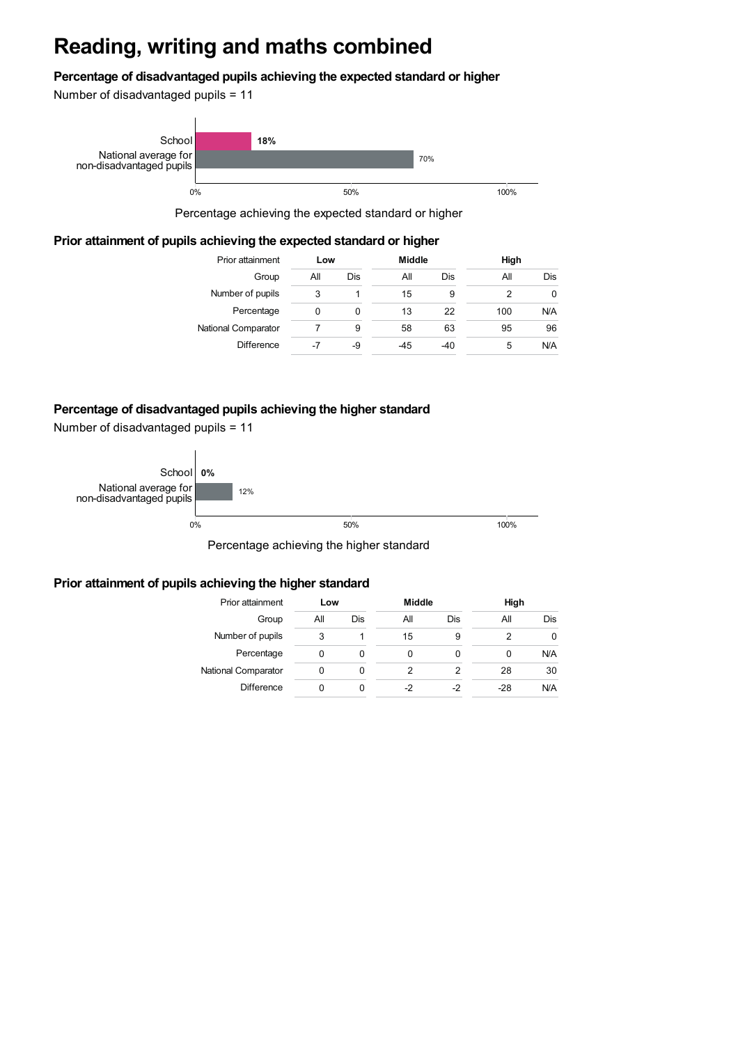# Reading, writing and maths combined

### Percentage of disadvantaged pupils achieving the expected standard or higher

Number of disadvantaged pupils = 11

| | Percentage achieving the expected standard or higher |
|---|---|
| School | 18% |
| National average for non-disadvantaged pupils | 70% |

### Prior attainment of pupils achieving the expected standard or higher

| Prior attainment | Low | | Middle | | High | |
|---|---|---|---|---|---|---|
| Group | All | Dis | All | Dis | All | Dis |
| Number of pupils | 3 | 1 | 15 | 9 | 2 | 0 |
| Percentage | 0 | 0 | 13 | 22 | 100 | N/A |
| National Comparator | 7 | 9 | 58 | 63 | 95 | 96 |
| Difference | -7 | -9 | -45 | -40 | 5 | N/A |

### Percentage of disadvantaged pupils achieving the higher standard

Number of disadvantaged pupils = 11

| | Percentage achieving the higher standard |
|---|---|
| School | 0% |
| National average for non-disadvantaged pupils | 12% |

### Prior attainment of pupils achieving the higher standard

| Prior attainment | Low | | Middle | | High | |
|---|---|---|---|---|---|---|
| Group | All | Dis | All | Dis | All | Dis |
| Number of pupils | 3 | 1 | 15 | 9 | 2 | 0 |
| Percentage | 0 | 0 | 0 | 0 | 0 | N/A |
| National Comparator | 0 | 0 | 2 | 2 | 28 | 30 |
| Difference | 0 | 0 | -2 | -2 | -28 | N/A |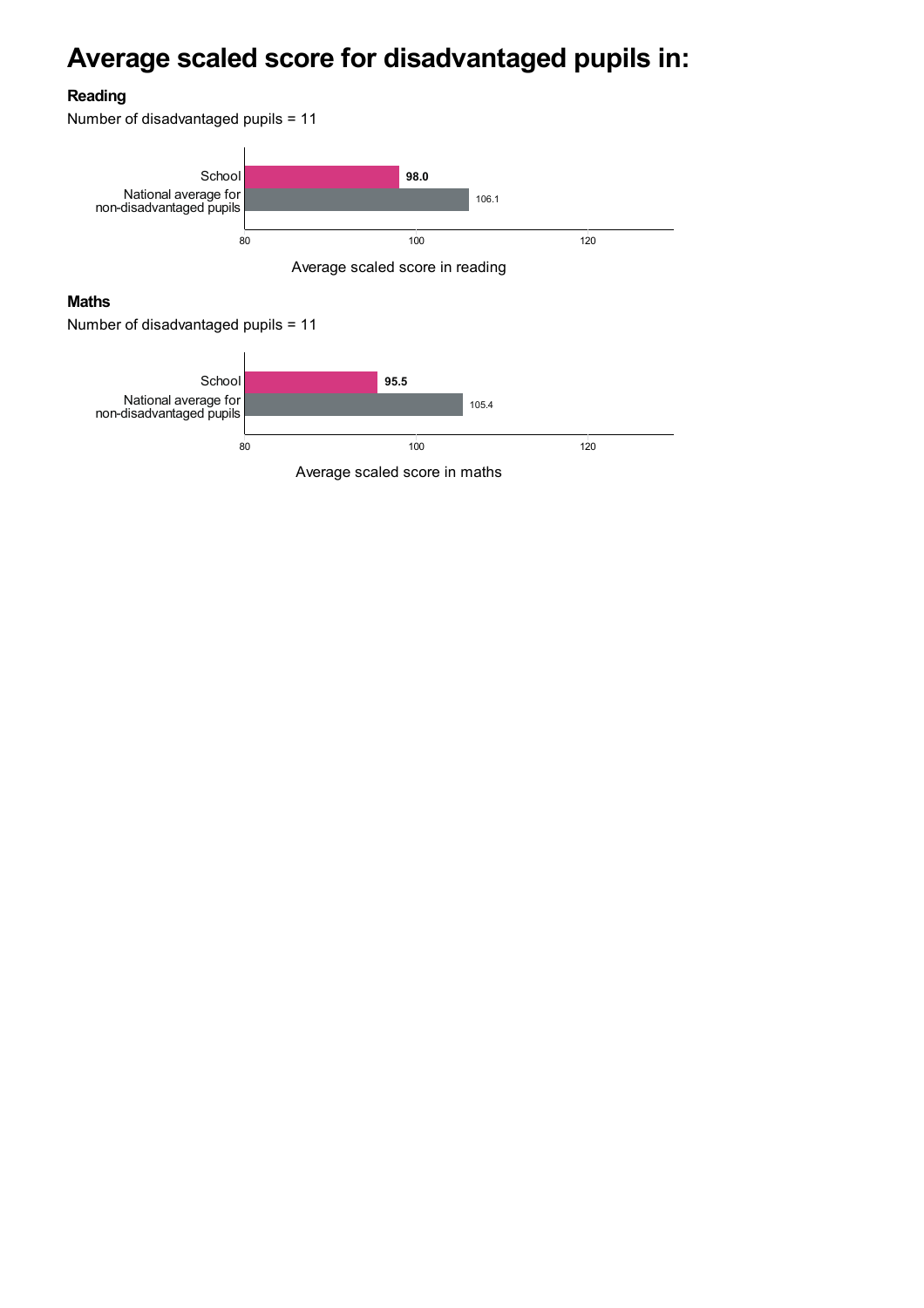# Average scaled score for disadvantaged pupils in:

### Reading

Number of disadvantaged pupils = 11

School
National average for non-disadvantaged pupils

98.0
106.1

80
100
120

Average scaled score in reading

### Maths

Number of disadvantaged pupils = 11

School
National average for non-disadvantaged pupils

95.5
105.4

80
100
120

Average scaled score in maths